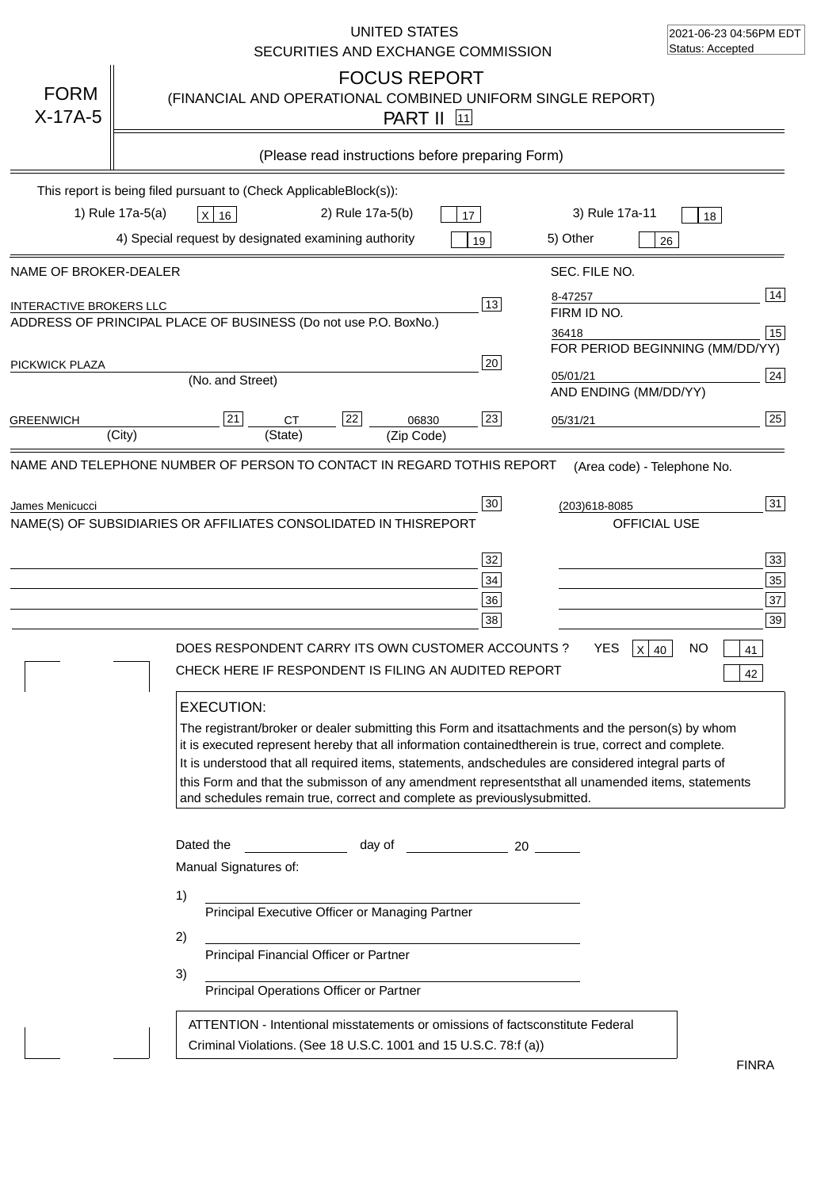UNITED STATES
SECURITIES AND EXCHANGE COMMISSION

2021-06-23 04:56PM EDT
Status: Accepted

# FORM X-17A-5

# FOCUS REPORT
(FINANCIAL AND OPERATIONAL COMBINED UNIFORM SINGLE REPORT)
PART II [11]

(Please read instructions before preparing Form)

This report is being filed pursuant to (Check Applicable Block(s)):

1) Rule 17a-5(a) [X] 16    2) Rule 17a-5(b) [ ] 17    3) Rule 17a-11 [ ] 18

4) Special request by designated examining authority [ ] 19    5) Other [ ] 26

| | |
|---|---|
| NAME OF BROKER-DEALER | SEC. FILE NO. |
| INTERACTIVE BROKERS LLC [13] | 8-47257 [14] |
| ADDRESS OF PRINCIPAL PLACE OF BUSINESS (Do not use P.O. Box No.) | FIRM ID NO. |
| | 36418 [15] |
| PICKWICK PLAZA [20] | FOR PERIOD BEGINNING (MM/DD/YY) |
| (No. and Street) | 05/01/21 [24] |
| GREENWICH [21] (City) CT [22] (State) 06830 [23] (Zip Code) | AND ENDING (MM/DD/YY) 05/31/21 [25] |

NAME AND TELEPHONE NUMBER OF PERSON TO CONTACT IN REGARD TO THIS REPORT — (Area code) - Telephone No.

James Menicucci [30]    (203)618-8085 [31]

NAME(S) OF SUBSIDIARIES OR AFFILIATES CONSOLIDATED IN THIS REPORT — OFFICIAL USE

| | |
|---|---|
| [32] | [33] |
| [34] | [35] |
| [36] | [37] |
| [38] | [39] |

DOES RESPONDENT CARRY ITS OWN CUSTOMER ACCOUNTS ? YES [X] 40 NO [ ] 41

CHECK HERE IF RESPONDENT IS FILING AN AUDITED REPORT [ ] 42

**EXECUTION:**

The registrant/broker or dealer submitting this Form and its attachments and the person(s) by whom it is executed represent hereby that all information contained therein is true, correct and complete. It is understood that all required items, statements, and schedules are considered integral parts of this Form and that the submisson of any amendment represents that all unamended items, statements and schedules remain true, correct and complete as previously submitted.

Dated the ______ day of ______ 20 ____

Manual Signatures of:

1) ______________________
Principal Executive Officer or Managing Partner

2) ______________________
Principal Financial Officer or Partner

3) ______________________
Principal Operations Officer or Partner

ATTENTION - Intentional misstatements or omissions of facts constitute Federal Criminal Violations. (See 18 U.S.C. 1001 and 15 U.S.C. 78:f (a))

FINRA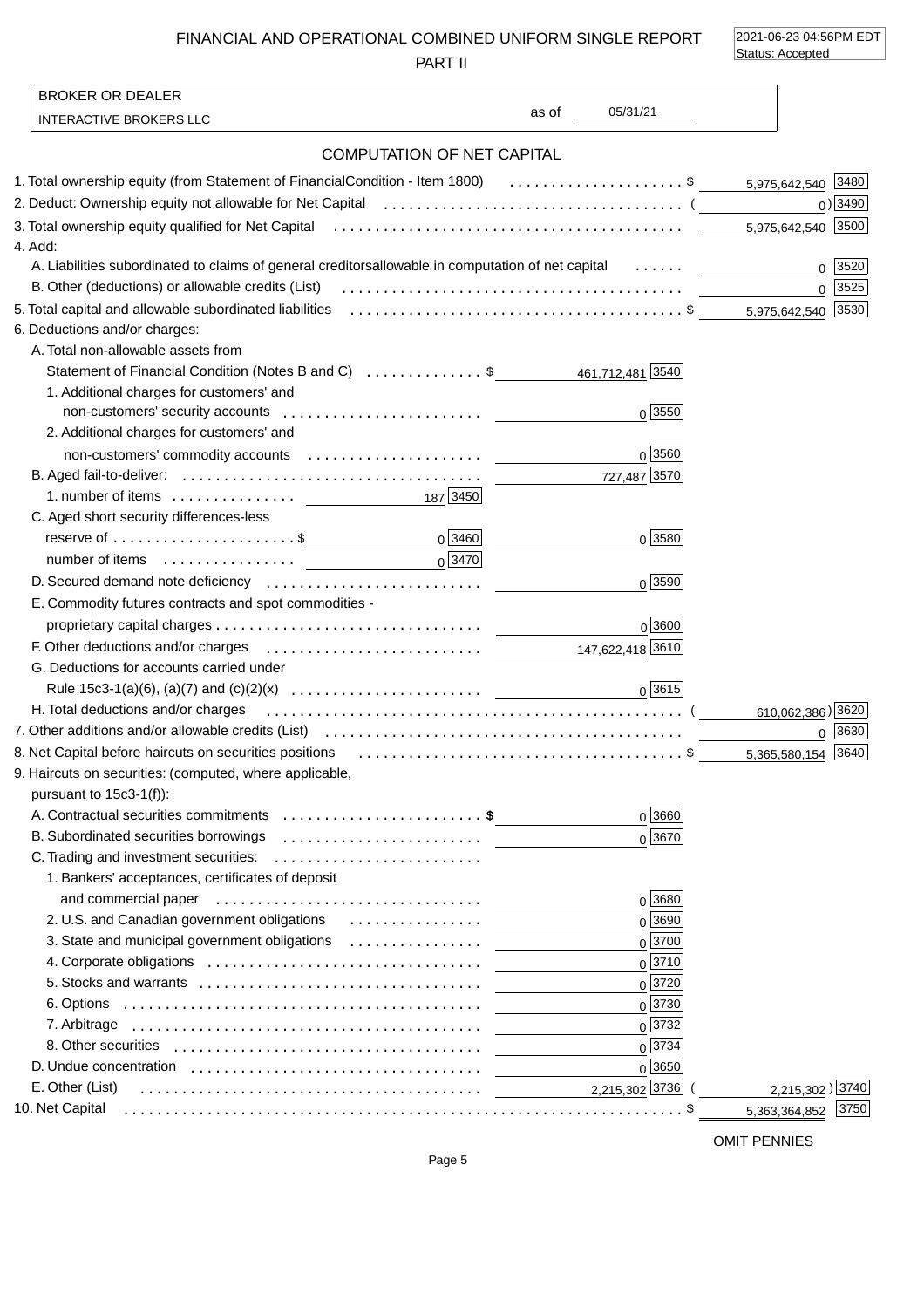FINANCIAL AND OPERATIONAL COMBINED UNIFORM SINGLE REPORT

PART II

2021-06-23 04:56PM EDT
Status: Accepted

BROKER OR DEALER

INTERACTIVE BROKERS LLC as of 05/31/21

## COMPUTATION OF NET CAPITAL

| | | | | |
|---|---|---|---|---|
| 1. Total ownership equity (from Statement of FinancialCondition - Item 1800) | | | $ 5,975,642,540 | 3480 |
| 2. Deduct: Ownership equity not allowable for Net Capital | | | ( 0 ) | 3490 |
| 3. Total ownership equity qualified for Net Capital | | | 5,975,642,540 | 3500 |
| 4. Add: | | | | |
| A. Liabilities subordinated to claims of general creditorsallowable in computation of net capital | | | 0 | 3520 |
| B. Other (deductions) or allowable credits (List) | | | 0 | 3525 |
| 5. Total capital and allowable subordinated liabilities | | | $ 5,975,642,540 | 3530 |
| 6. Deductions and/or charges: | | | | |
| A. Total non-allowable assets from Statement of Financial Condition (Notes B and C) | | $ 461,712,481 [3540] | | |
| 1. Additional charges for customers' and non-customers' security accounts | | 0 [3550] | | |
| 2. Additional charges for customers' and non-customers' commodity accounts | | 0 [3560] | | |
| B. Aged fail-to-deliver: | | 727,487 [3570] | | |
| 1. number of items | 187 [3450] | | | |
| C. Aged short security differences-less reserve of | $ 0 [3460] | 0 [3580] | | |
| number of items | 0 [3470] | | | |
| D. Secured demand note deficiency | | 0 [3590] | | |
| E. Commodity futures contracts and spot commodities - proprietary capital charges | | 0 [3600] | | |
| F. Other deductions and/or charges | | 147,622,418 [3610] | | |
| G. Deductions for accounts carried under Rule 15c3-1(a)(6), (a)(7) and (c)(2)(x) | | 0 [3615] | | |
| H. Total deductions and/or charges | | | ( 610,062,386 ) | 3620 |
| 7. Other additions and/or allowable credits (List) | | | 0 | 3630 |
| 8. Net Capital before haircuts on securities positions | | | $ 5,365,580,154 | 3640 |
| 9. Haircuts on securities: (computed, where applicable, pursuant to 15c3-1(f)): | | | | |
| A. Contractual securities commitments | | $ 0 [3660] | | |
| B. Subordinated securities borrowings | | 0 [3670] | | |
| C. Trading and investment securities: | | | | |
| 1. Bankers' acceptances, certificates of deposit and commercial paper | | 0 [3680] | | |
| 2. U.S. and Canadian government obligations | | 0 [3690] | | |
| 3. State and municipal government obligations | | 0 [3700] | | |
| 4. Corporate obligations | | 0 [3710] | | |
| 5. Stocks and warrants | | 0 [3720] | | |
| 6. Options | | 0 [3730] | | |
| 7. Arbitrage | | 0 [3732] | | |
| 8. Other securities | | 0 [3734] | | |
| D. Undue concentration | | 0 [3650] | | |
| E. Other (List) | | 2,215,302 [3736] | ( 2,215,302 ) | 3740 |
| 10. Net Capital | | | $ 5,363,364,852 | 3750 |

OMIT PENNIES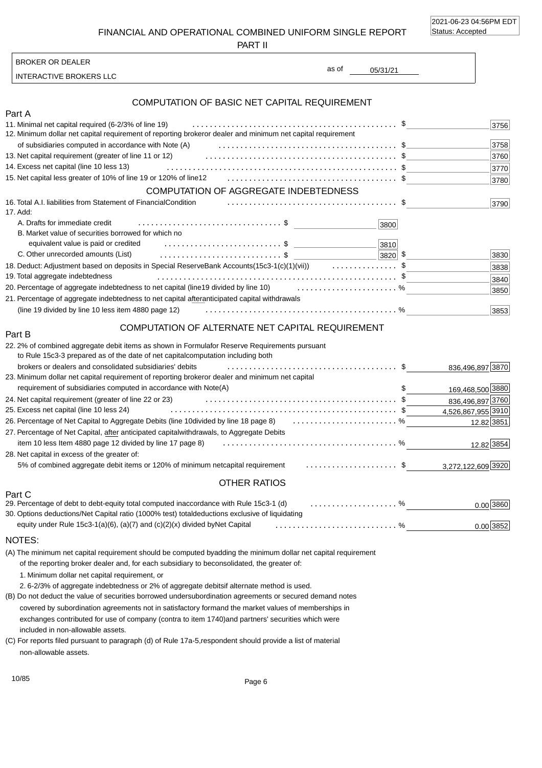2021-06-23 04:56PM EDT
Status: Accepted

# FINANCIAL AND OPERATIONAL COMBINED UNIFORM SINGLE REPORT

PART II

| | |
|---|---|
| BROKER OR DEALER | as of 05/31/21 |
| INTERACTIVE BROKERS LLC | |

## COMPUTATION OF BASIC NET CAPITAL REQUIREMENT

Part A

| | | | |
|---|---|---|---|
| 11. Minimal net capital required (6-2/3% of line 19) | $ | | 3756 |
| 12. Minimum dollar net capital requirement of reporting brokeror dealer and minimum net capital requirement of subsidiaries computed in accordance with Note (A) | $ | | 3758 |
| 13. Net capital requirement (greater of line 11 or 12) | $ | | 3760 |
| 14. Excess net capital (line 10 less 13) | $ | | 3770 |
| 15. Net capital less greater of 10% of line 19 or 120% of line12 | $ | | 3780 |

## COMPUTATION OF AGGREGATE INDEBTEDNESS

| | | | | | |
|---|---|---|---|---|---|
| 16. Total A.I. liabilities from Statement of FinancialCondition | | | $ | | 3790 |
| 17. Add: | | | | | |
| A. Drafts for immediate credit | $ | 3800 | | | |
| B. Market value of securities borrowed for which no equivalent value is paid or credited | $ | 3810 | | | |
| C. Other unrecorded amounts (List) | $ | 3820 | $ | | 3830 |
| 18. Deduct: Adjustment based on deposits in Special ReserveBank Accounts(15c3-1(c)(1)(vii)) | | | $ | | 3838 |
| 19. Total aggregate indebtedness | | | $ | | 3840 |
| 20. Percentage of aggregate indebtedness to net capital (line19 divided by line 10) | | | % | | 3850 |
| 21. Percentage of aggregate indebtedness to net capital afteranticipated capital withdrawals (line 19 divided by line 10 less item 4880 page 12) | | | % | | 3853 |

## COMPUTATION OF ALTERNATE NET CAPITAL REQUIREMENT

Part B

| | | | |
|---|---|---|---|
| 22. 2% of combined aggregate debit items as shown in Formulafor Reserve Requirements pursuant to Rule 15c3-3 prepared as of the date of net capitalcomputation including both brokers or dealers and consolidated subsidiaries' debits | $ | 836,496,897 | 3870 |
| 23. Minimum dollar net capital requirement of reporting brokeror dealer and minimum net capital requirement of subsidiaries computed in accordance with Note(A) | $ | 169,468,500 | 3880 |
| 24. Net capital requirement (greater of line 22 or 23) | $ | 836,496,897 | 3760 |
| 25. Excess net capital (line 10 less 24) | $ | 4,526,867,955 | 3910 |
| 26. Percentage of Net Capital to Aggregate Debits (line 10divided by line 18 page 8) | % | 12.82 | 3851 |
| 27. Percentage of Net Capital, after anticipated capitalwithdrawals, to Aggregate Debits item 10 less Item 4880 page 12 divided by line 17 page 8) | % | 12.82 | 3854 |
| 28. Net capital in excess of the greater of: 5% of combined aggregate debit items or 120% of minimum netcapital requirement | $ | 3,272,122,609 | 3920 |

## OTHER RATIOS

Part C

| | | | |
|---|---|---|---|
| 29. Percentage of debt to debt-equity total computed inaccordance with Rule 15c3-1 (d) | % | 0.00 | 3860 |
| 30. Options deductions/Net Capital ratio (1000% test) totaldeductions exclusive of liquidating equity under Rule 15c3-1(a)(6), (a)(7) and (c)(2)(x) divided byNet Capital | % | 0.00 | 3852 |

NOTES:

(A) The minimum net capital requirement should be computed byadding the minimum dollar net capital requirement of the reporting broker dealer and, for each subsidiary to beconsolidated, the greater of:

1. Minimum dollar net capital requirement, or
2. 6-2/3% of aggregate indebtedness or 2% of aggregate debitsif alternate method is used.

(B) Do not deduct the value of securities borrowed undersubordination agreements or secured demand notes covered by subordination agreements not in satisfactory formand the market values of memberships in exchanges contributed for use of company (contra to item 1740)and partners' securities which were included in non-allowable assets.

(C) For reports filed pursuant to paragraph (d) of Rule 17a-5,respondent should provide a list of material non-allowable assets.

10/85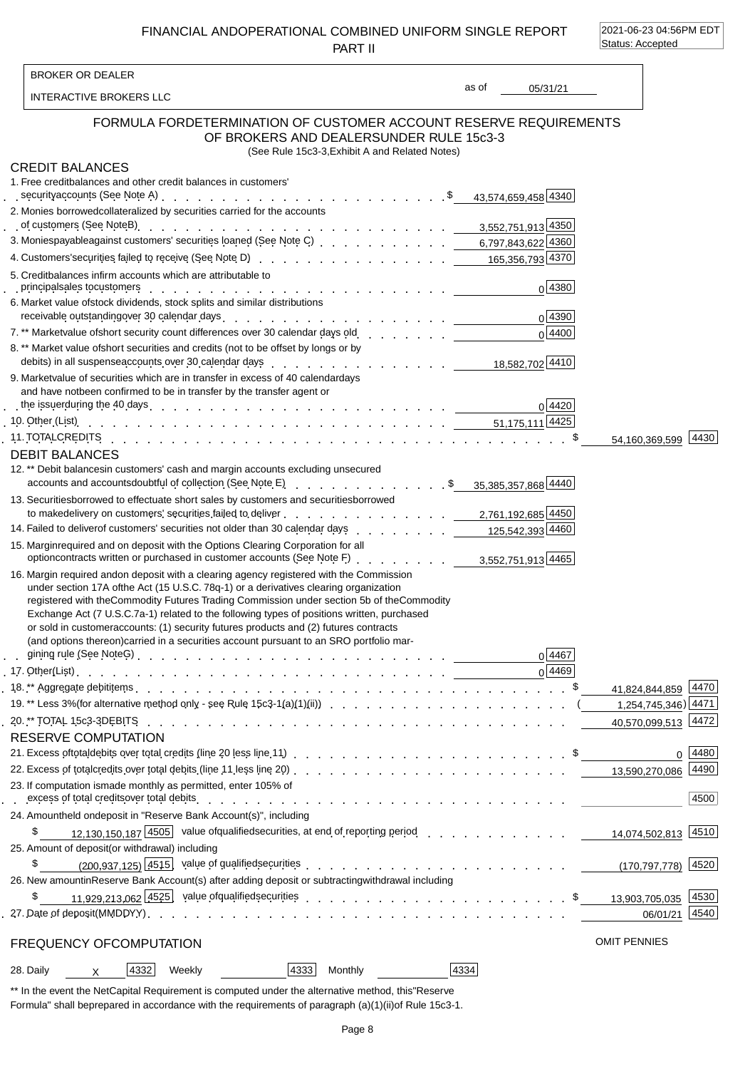FINANCIAL ANDOPERATIONAL COMBINED UNIFORM SINGLE REPORT
PART II

2021-06-23 04:56PM EDT
Status: Accepted

BROKER OR DEALER

INTERACTIVE BROKERS LLC

as of 05/31/21

# FORMULA FORDETERMINATION OF CUSTOMER ACCOUNT RESERVE REQUIREMENTS OF BROKERS AND DEALERSUNDER RULE 15c3-3

(See Rule 15c3-3,Exhibit A and Related Notes)

## CREDIT BALANCES

| | | | | |
|---|---|---|---|---|
| 1. Free creditbalances and other credit balances in customers' securityaccounts (See Note A) | $ 43,574,659,458 | 4340 | | |
| 2. Monies borrowedcollateralized by securities carried for the accounts of customers (See NoteB) | 3,552,751,913 | 4350 | | |
| 3. Moniespayableagainst customers' securities loaned (See Note C) | 6,797,843,622 | 4360 | | |
| 4. Customers'securities failed to receive (See Note D) | 165,356,793 | 4370 | | |
| 5. Creditbalances infirm accounts which are attributable to principalsales tocustomers | 0 | 4380 | | |
| 6. Market value ofstock dividends, stock splits and similar distributions receivable outstandingover 30 calendar days | 0 | 4390 | | |
| 7. ** Marketvalue ofshort security count differences over 30 calendar days old | 0 | 4400 | | |
| 8. ** Market value ofshort securities and credits (not to be offset by longs or by debits) in all suspenseaccounts over 30 calendar days | 18,582,702 | 4410 | | |
| 9. Marketvalue of securities which are in transfer in excess of 40 calendardays and have notbeen confirmed to be in transfer by the transfer agent or the issuerduring the 40 days | 0 | 4420 | | |
| 10. Other (List) | 51,175,111 | 4425 | | |
| 11. TOTALCREDITS | | | $ 54,160,369,599 | 4430 |

## DEBIT BALANCES

| | | | | |
|---|---|---|---|---|
| 12. ** Debit balancesin customers' cash and margin accounts excluding unsecured accounts and accountsdoubtful of collection (See Note E) | $ 35,385,357,868 | 4440 | | |
| 13. Securitiesborrowed to effectuate short sales by customers and securitiesborrowed to makedelivery on customers' securities failed to deliver | 2,761,192,685 | 4450 | | |
| 14. Failed to deliverof customers' securities not older than 30 calendar days | 125,542,393 | 4460 | | |
| 15. Marginrequired and on deposit with the Options Clearing Corporation for all optioncontracts written or purchased in customer accounts (See Note F) | 3,552,751,913 | 4465 | | |
| 16. Margin required andon deposit with a clearing agency registered with the Commission under section 17A ofthe Act (15 U.S.C. 78q-1) or a derivatives clearing organization registered with theCommodity Futures Trading Commission under section 5b of theCommodity Exchange Act (7 U.S.C.7a-1) related to the following types of positions written, purchased or sold in customeraccounts: (1) security futures products and (2) futures contracts (and options thereon)carried in a securities account pursuant to an SRO portfolio margining rule (See NoteG) | 0 | 4467 | | |
| 17. Other(List) | 0 | 4469 | | |
| 18. ** Aggregate debititems | | | $ 41,824,844,859 | 4470 |
| 19. ** Less 3%(for alternative method only - see Rule 15c3-1(a)(1)(ii)) | | | (1,254,745,346) | 4471 |
| 20. ** TOTAL 15c3-3DEBITS | | | 40,570,099,513 | 4472 |

## RESERVE COMPUTATION

| | | | | |
|---|---|---|---|---|
| 21. Excess oftotaldebits over total credits (line 20 less line 11) | | | $ 0 | 4480 |
| 22. Excess of totalcredits over total debits (line 11 less line 20) | | | 13,590,270,086 | 4490 |
| 23. If computation ismade monthly as permitted, enter 105% of excess of total creditsover total debits | | | | 4500 |
| 24. Amountheld ondeposit in "Reserve Bank Account(s)", including $ 12,130,150,187 [4505] value ofqualifiedsecurities, at end of reporting period | | | 14,074,502,813 | 4510 |
| 25. Amount of deposit(or withdrawal) including $ (200,937,125) [4515] value of qualifiedsecurities | | | (170,797,778) | 4520 |
| 26. New amountinReserve Bank Account(s) after adding deposit or subtractingwithdrawal including $ 11,929,213,062 [4525] value ofqualifiedsecurities | | | $ 13,903,705,035 | 4530 |
| 27. Date of deposit(MMDDYY) | | | 06/01/21 | 4540 |

OMIT PENNIES

## FREQUENCY OFCOMPUTATION

28. Daily X [4332] Weekly [4333] Monthly [4334]

** In the event the NetCapital Requirement is computed under the alternative method, this"Reserve Formula" shall beprepared in accordance with the requirements of paragraph (a)(1)(ii)of Rule 15c3-1.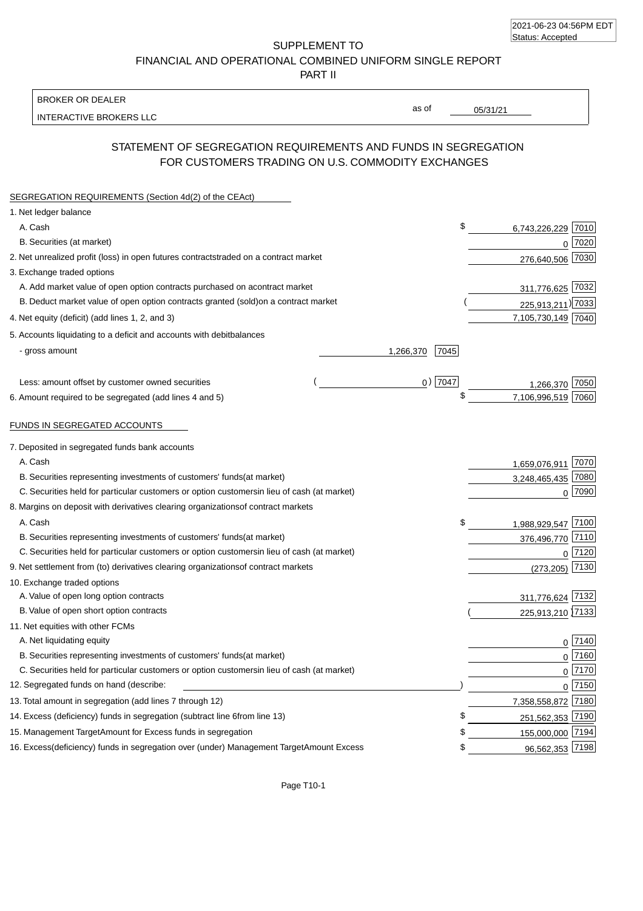2021-06-23 04:56PM EDT
Status: Accepted

SUPPLEMENT TO
FINANCIAL AND OPERATIONAL COMBINED UNIFORM SINGLE REPORT
PART II

BROKER OR DEALER
INTERACTIVE BROKERS LLC

as of 05/31/21

## STATEMENT OF SEGREGATION REQUIREMENTS AND FUNDS IN SEGREGATION FOR CUSTOMERS TRADING ON U.S. COMMODITY EXCHANGES

SEGREGATION REQUIREMENTS (Section 4d(2) of the CEAct)

| | | | | |
|---|---|---|---|---|
| 1. Net ledger balance | | | | |
| A. Cash | | | $ 6,743,226,229 | 7010 |
| B. Securities (at market) | | | 0 | 7020 |
| 2. Net unrealized profit (loss) in open futures contracts traded on a contract market | | | 276,640,506 | 7030 |
| 3. Exchange traded options | | | | |
| A. Add market value of open option contracts purchased on a contract market | | | 311,776,625 | 7032 |
| B. Deduct market value of open option contracts granted (sold) on a contract market | | | (225,913,211) | 7033 |
| 4. Net equity (deficit) (add lines 1, 2, and 3) | | | 7,105,730,149 | 7040 |
| 5. Accounts liquidating to a deficit and accounts with debit balances | | | | |
| - gross amount | 1,266,370 | 7045 | | |
| Less: amount offset by customer owned securities | (0) | 7047 | 1,266,370 | 7050 |
| 6. Amount required to be segregated (add lines 4 and 5) | | | $ 7,106,996,519 | 7060 |

FUNDS IN SEGREGATED ACCOUNTS

| | | |
|---|---|---|
| 7. Deposited in segregated funds bank accounts | | |
| A. Cash | 1,659,076,911 | 7070 |
| B. Securities representing investments of customers' funds (at market) | 3,248,465,435 | 7080 |
| C. Securities held for particular customers or option customers in lieu of cash (at market) | 0 | 7090 |
| 8. Margins on deposit with derivatives clearing organizations of contract markets | | |
| A. Cash | $ 1,988,929,547 | 7100 |
| B. Securities representing investments of customers' funds (at market) | 376,496,770 | 7110 |
| C. Securities held for particular customers or option customers in lieu of cash (at market) | 0 | 7120 |
| 9. Net settlement from (to) derivatives clearing organizations of contract markets | (273,205) | 7130 |
| 10. Exchange traded options | | |
| A. Value of open long option contracts | 311,776,624 | 7132 |
| B. Value of open short option contracts | (225,913,210) | 7133 |
| 11. Net equities with other FCMs | | |
| A. Net liquidating equity | 0 | 7140 |
| B. Securities representing investments of customers' funds (at market) | 0 | 7160 |
| C. Securities held for particular customers or option customers in lieu of cash (at market) | 0 | 7170 |
| 12. Segregated funds on hand (describe: ) | 0 | 7150 |
| 13. Total amount in segregation (add lines 7 through 12) | 7,358,558,872 | 7180 |
| 14. Excess (deficiency) funds in segregation (subtract line 6 from line 13) | $ 251,562,353 | 7190 |
| 15. Management Target Amount for Excess funds in segregation | $ 155,000,000 | 7194 |
| 16. Excess (deficiency) funds in segregation over (under) Management Target Amount Excess | $ 96,562,353 | 7198 |

Page T10-1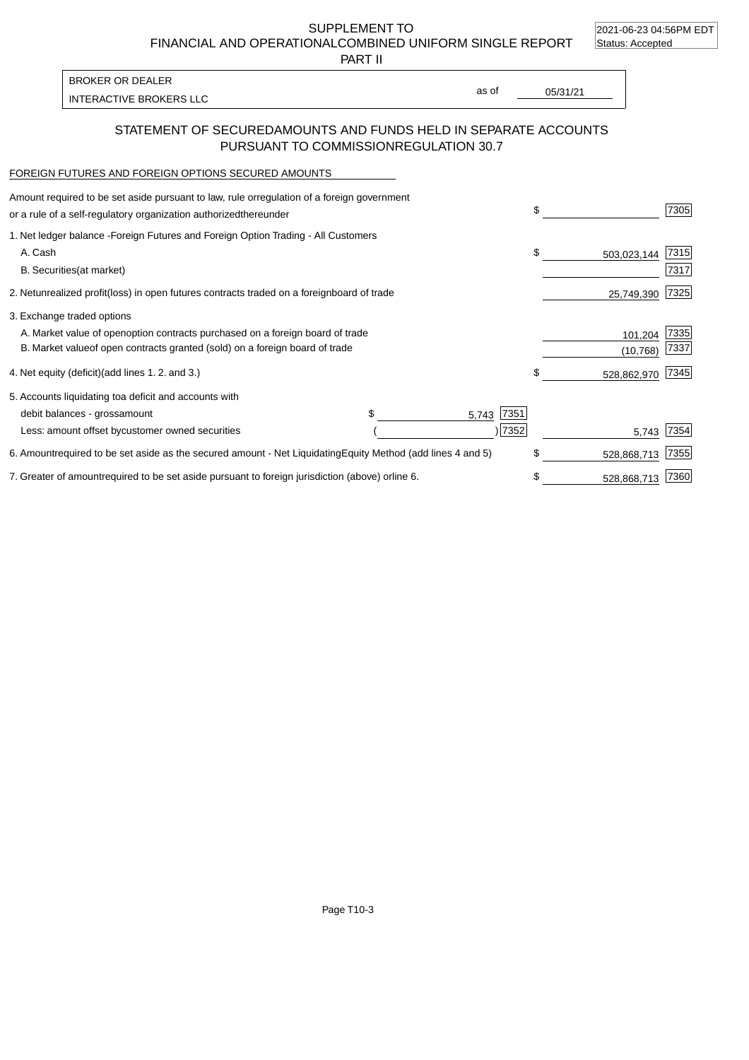SUPPLEMENT TO
FINANCIAL AND OPERATIONALCOMBINED UNIFORM SINGLE REPORT
PART II

2021-06-23 04:56PM EDT
Status: Accepted

BROKER OR DEALER
INTERACTIVE BROKERS LLC

as of 05/31/21

## STATEMENT OF SECUREDAMOUNTS AND FUNDS HELD IN SEPARATE ACCOUNTS PURSUANT TO COMMISSIONREGULATION 30.7

FOREIGN FUTURES AND FOREIGN OPTIONS SECURED AMOUNTS

| | | | | |
|---|---|---|---|---|
| Amount required to be set aside pursuant to law, rule orregulation of a foreign government or a rule of a self-regulatory organization authorizedthereunder | | | $ | 7305 |
| 1. Net ledger balance -Foreign Futures and Foreign Option Trading - All Customers | | | | |
| A. Cash | | | $ 503,023,144 | 7315 |
| B. Securities(at market) | | | | 7317 |
| 2. Netunrealized profit(loss) in open futures contracts traded on a foreignboard of trade | | | 25,749,390 | 7325 |
| 3. Exchange traded options | | | | |
| A. Market value of openoption contracts purchased on a foreign board of trade | | | 101,204 | 7335 |
| B. Market valueof open contracts granted (sold) on a foreign board of trade | | | (10,768) | 7337 |
| 4. Net equity (deficit)(add lines 1. 2. and 3.) | | | $ 528,862,970 | 7345 |
| 5. Accounts liquidating toa deficit and accounts with | | | | |
| debit balances - grossamount | $ 5,743 | 7351 | | |
| Less: amount offset bycustomer owned securities | ( ) | 7352 | 5,743 | 7354 |
| 6. Amountrequired to be set aside as the secured amount - Net LiquidatingEquity Method (add lines 4 and 5) | | | $ 528,868,713 | 7355 |
| 7. Greater of amountrequired to be set aside pursuant to foreign jurisdiction (above) orline 6. | | | $ 528,868,713 | 7360 |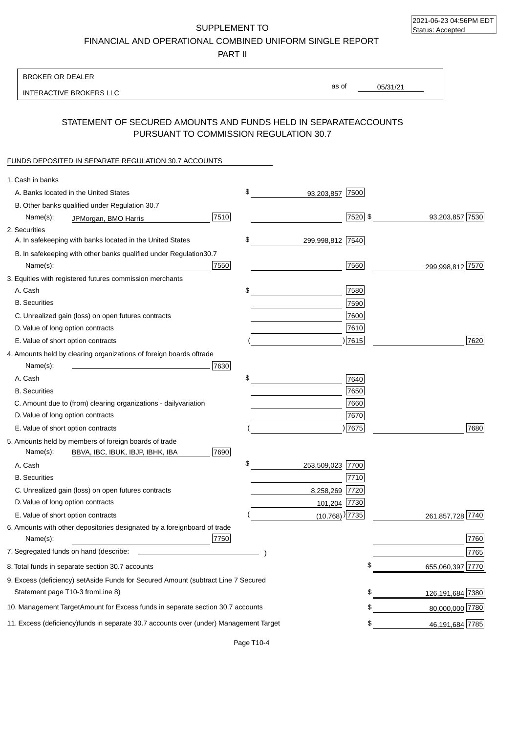2021-06-23 04:56PM EDT
Status: Accepted

SUPPLEMENT TO
FINANCIAL AND OPERATIONAL COMBINED UNIFORM SINGLE REPORT
PART II

BROKER OR DEALER
INTERACTIVE BROKERS LLC

as of 05/31/21

## STATEMENT OF SECURED AMOUNTS AND FUNDS HELD IN SEPARATEACCOUNTS PURSUANT TO COMMISSION REGULATION 30.7

FUNDS DEPOSITED IN SEPARATE REGULATION 30.7 ACCOUNTS

| | | | | |
|---|---|---|---|---|
| 1. Cash in banks | | | | |
| A. Banks located in the United States | $ 93,203,857 | 7500 | | |
| B. Other banks qualified under Regulation 30.7 Name(s): JPMorgan, BMO Harris 7510 | | 7520 | $ 93,203,857 | 7530 |
| 2. Securities | | | | |
| A. In safekeeping with banks located in the United States | $ 299,998,812 | 7540 | | |
| B. In safekeeping with other banks qualified under Regulation30.7 Name(s): 7550 | | 7560 | 299,998,812 | 7570 |
| 3. Equities with registered futures commission merchants | | | | |
| A. Cash | $ | 7580 | | |
| B. Securities | | 7590 | | |
| C. Unrealized gain (loss) on open futures contracts | | 7600 | | |
| D. Value of long option contracts | | 7610 | | |
| E. Value of short option contracts | ( ) | 7615 | | 7620 |
| 4. Amounts held by clearing organizations of foreign boards oftrade Name(s): 7630 | | | | |
| A. Cash | $ | 7640 | | |
| B. Securities | | 7650 | | |
| C. Amount due to (from) clearing organizations - dailyvariation | | 7660 | | |
| D. Value of long option contracts | | 7670 | | |
| E. Value of short option contracts | ( ) | 7675 | | 7680 |
| 5. Amounts held by members of foreign boards of trade Name(s): BBVA, IBC, IBUK, IBJP, IBHK, IBA 7690 | | | | |
| A. Cash | $ 253,509,023 | 7700 | | |
| B. Securities | | 7710 | | |
| C. Unrealized gain (loss) on open futures contracts | 8,258,269 | 7720 | | |
| D. Value of long option contracts | 101,204 | 7730 | | |
| E. Value of short option contracts | ( (10,768) ) | 7735 | 261,857,728 | 7740 |
| 6. Amounts with other depositories designated by a foreignboard of trade Name(s): 7750 | | | | 7760 |
| 7. Segregated funds on hand (describe: ) | | | | 7765 |
| 8. Total funds in separate section 30.7 accounts | | | $ 655,060,397 | 7770 |
| 9. Excess (deficiency) setAside Funds for Secured Amount (subtract Line 7 Secured Statement page T10-3 fromLine 8) | | | $ 126,191,684 | 7380 |
| 10. Management TargetAmount for Excess funds in separate section 30.7 accounts | | | $ 80,000,000 | 7780 |
| 11. Excess (deficiency)funds in separate 30.7 accounts over (under) Management Target | | | $ 46,191,684 | 7785 |

Page T10-4